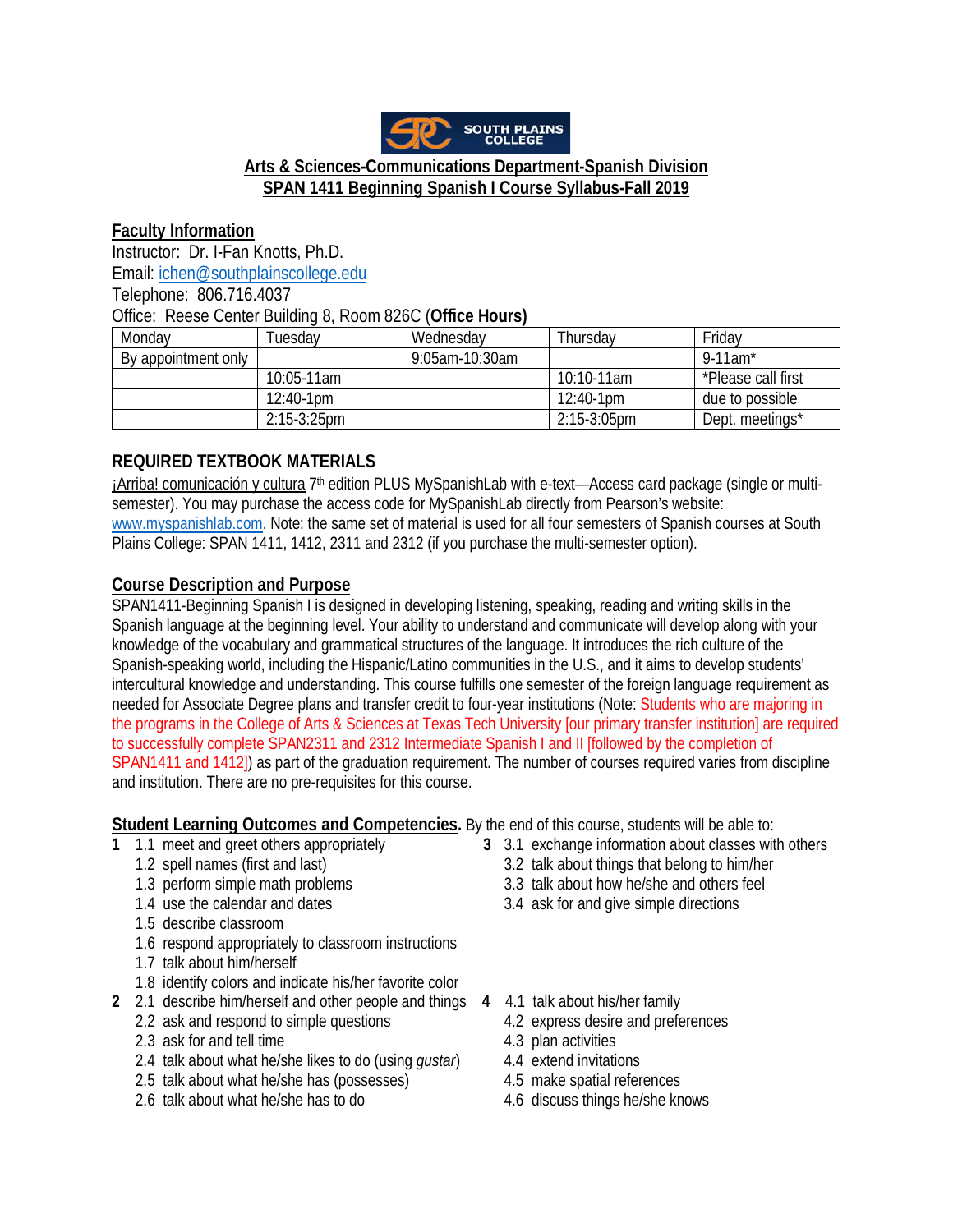## Arts & Sciences-Communications Department-Spanish Division
## SPAN 1411 Beginning Spanish I Course Syllabus-Fall 2019

### Faculty Information

Instructor: Dr. I-Fan Knotts, Ph.D.
Email: ichen@southplainscollege.edu
Telephone: 806.716.4037
Office: Reese Center Building 8, Room 826C (**Office Hours)**

| Monday | Tuesday | Wednesday | Thursday | Friday |
|---|---|---|---|---|
| By appointment only | | 9:05am-10:30am | | 9-11am* |
| | 10:05-11am | | 10:10-11am | *Please call first |
| | 12:40-1pm | | 12:40-1pm | due to possible |
| | 2:15-3:25pm | | 2:15-3:05pm | Dept. meetings* |

### REQUIRED TEXTBOOK MATERIALS

¡Arriba! comunicación y cultura 7th edition PLUS MySpanishLab with e-text—Access card package (single or multi-semester). You may purchase the access code for MySpanishLab directly from Pearson's website: www.myspanishlab.com. Note: the same set of material is used for all four semesters of Spanish courses at South Plains College: SPAN 1411, 1412, 2311 and 2312 (if you purchase the multi-semester option).

### Course Description and Purpose

SPAN1411-Beginning Spanish I is designed in developing listening, speaking, reading and writing skills in the Spanish language at the beginning level. Your ability to understand and communicate will develop along with your knowledge of the vocabulary and grammatical structures of the language. It introduces the rich culture of the Spanish-speaking world, including the Hispanic/Latino communities in the U.S., and it aims to develop students' intercultural knowledge and understanding. This course fulfills one semester of the foreign language requirement as needed for Associate Degree plans and transfer credit to four-year institutions (Note: Students who are majoring in the programs in the College of Arts & Sciences at Texas Tech University [our primary transfer institution] are required to successfully complete SPAN2311 and 2312 Intermediate Spanish I and II [followed by the completion of SPAN1411 and 1412]) as part of the graduation requirement. The number of courses required varies from discipline and institution. There are no pre-requisites for this course.

**Student Learning Outcomes and Competencies.** By the end of this course, students will be able to:

**1**
- 1.1 meet and greet others appropriately
- 1.2 spell names (first and last)
- 1.3 perform simple math problems
- 1.4 use the calendar and dates
- 1.5 describe classroom
- 1.6 respond appropriately to classroom instructions
- 1.7 talk about him/herself
- 1.8 identify colors and indicate his/her favorite color

**2**
- 2.1 describe him/herself and other people and things
- 2.2 ask and respond to simple questions
- 2.3 ask for and tell time
- 2.4 talk about what he/she likes to do (using *gustar*)
- 2.5 talk about what he/she has (possesses)
- 2.6 talk about what he/she has to do

**3**
- 3.1 exchange information about classes with others
- 3.2 talk about things that belong to him/her
- 3.3 talk about how he/she and others feel
- 3.4 ask for and give simple directions

**4**
- 4.1 talk about his/her family
- 4.2 express desire and preferences
- 4.3 plan activities
- 4.4 extend invitations
- 4.5 make spatial references
- 4.6 discuss things he/she knows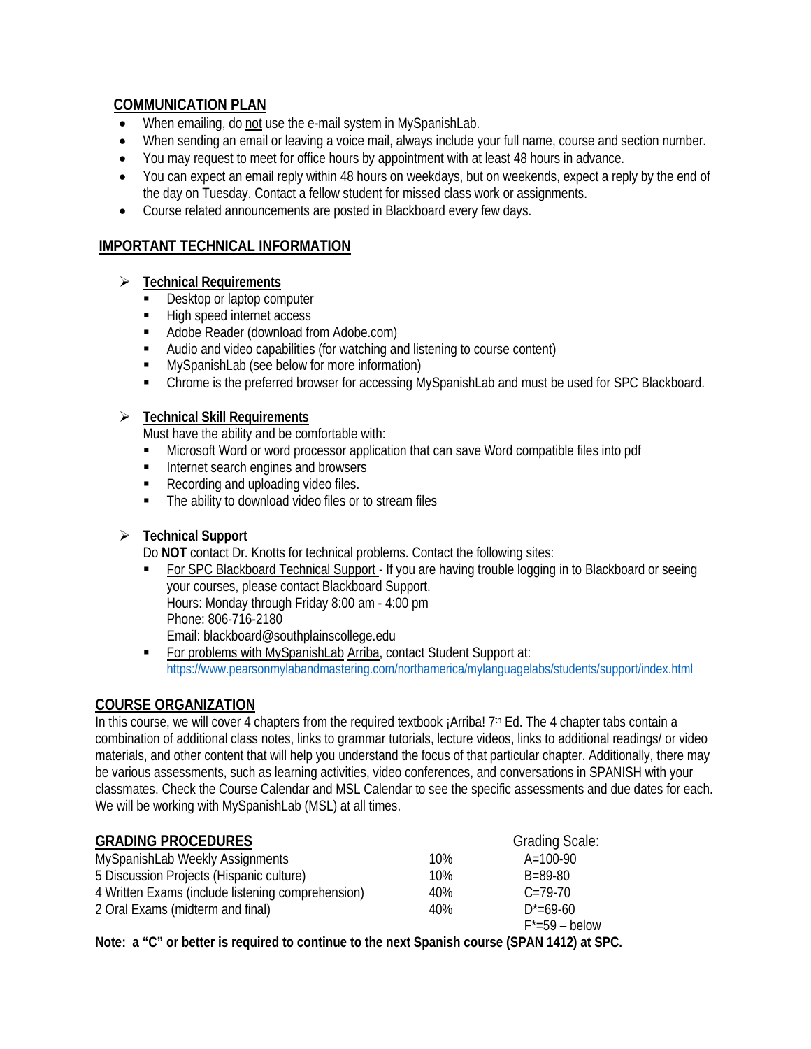## COMMUNICATION PLAN

- When emailing, do not use the e-mail system in MySpanishLab.
- When sending an email or leaving a voice mail, always include your full name, course and section number.
- You may request to meet for office hours by appointment with at least 48 hours in advance.
- You can expect an email reply within 48 hours on weekdays, but on weekends, expect a reply by the end of the day on Tuesday. Contact a fellow student for missed class work or assignments.
- Course related announcements are posted in Blackboard every few days.

## IMPORTANT TECHNICAL INFORMATION

### Technical Requirements

- Desktop or laptop computer
- High speed internet access
- Adobe Reader (download from Adobe.com)
- Audio and video capabilities (for watching and listening to course content)
- MySpanishLab (see below for more information)
- Chrome is the preferred browser for accessing MySpanishLab and must be used for SPC Blackboard.

### Technical Skill Requirements

Must have the ability and be comfortable with:

- Microsoft Word or word processor application that can save Word compatible files into pdf
- Internet search engines and browsers
- Recording and uploading video files.
- The ability to download video files or to stream files

### Technical Support

Do **NOT** contact Dr. Knotts for technical problems. Contact the following sites:

- For SPC Blackboard Technical Support - If you are having trouble logging in to Blackboard or seeing your courses, please contact Blackboard Support.
  Hours: Monday through Friday 8:00 am - 4:00 pm
  Phone: 806-716-2180
  Email: blackboard@southplainscollege.edu
- For problems with MySpanishLab Arriba, contact Student Support at:
  https://www.pearsonmylabandmastering.com/northamerica/mylanguagelabs/students/support/index.html

## COURSE ORGANIZATION

In this course, we will cover 4 chapters from the required textbook ¡Arriba! 7th Ed. The 4 chapter tabs contain a combination of additional class notes, links to grammar tutorials, lecture videos, links to additional readings/ or video materials, and other content that will help you understand the focus of that particular chapter. Additionally, there may be various assessments, such as learning activities, video conferences, and conversations in SPANISH with your classmates. Check the Course Calendar and MSL Calendar to see the specific assessments and due dates for each. We will be working with MySpanishLab (MSL) at all times.

## GRADING PROCEDURES

| | | Grading Scale: |
|---|---|---|
| MySpanishLab Weekly Assignments | 10% | A=100-90 |
| 5 Discussion Projects (Hispanic culture) | 10% | B=89-80 |
| 4 Written Exams (include listening comprehension) | 40% | C=79-70 |
| 2 Oral Exams (midterm and final) | 40% | D*=69-60 |
| | | F*=59 – below |

**Note: a "C" or better is required to continue to the next Spanish course (SPAN 1412) at SPC.**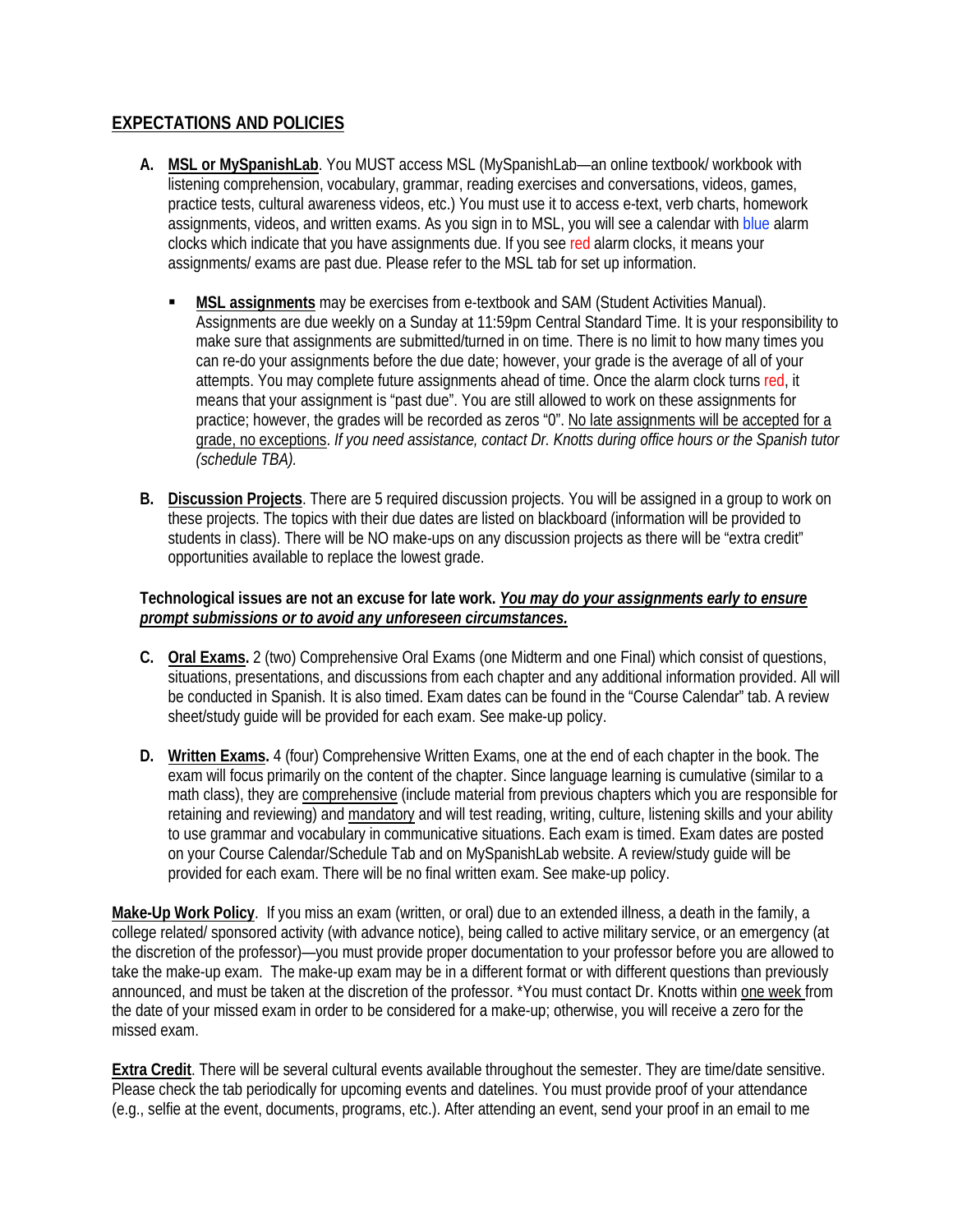## EXPECTATIONS AND POLICIES

A. **MSL or MySpanishLab**. You MUST access MSL (MySpanishLab—an online textbook/ workbook with listening comprehension, vocabulary, grammar, reading exercises and conversations, videos, games, practice tests, cultural awareness videos, etc.) You must use it to access e-text, verb charts, homework assignments, videos, and written exams. As you sign in to MSL, you will see a calendar with blue alarm clocks which indicate that you have assignments due. If you see red alarm clocks, it means your assignments/ exams are past due. Please refer to the MSL tab for set up information.

   - **MSL assignments** may be exercises from e-textbook and SAM (Student Activities Manual). Assignments are due weekly on a Sunday at 11:59pm Central Standard Time. It is your responsibility to make sure that assignments are submitted/turned in on time. There is no limit to how many times you can re-do your assignments before the due date; however, your grade is the average of all of your attempts. You may complete future assignments ahead of time. Once the alarm clock turns red, it means that your assignment is "past due". You are still allowed to work on these assignments for practice; however, the grades will be recorded as zeros "0". No late assignments will be accepted for a grade, no exceptions. *If you need assistance, contact Dr. Knotts during office hours or the Spanish tutor (schedule TBA).*

B. **Discussion Projects**. There are 5 required discussion projects. You will be assigned in a group to work on these projects. The topics with their due dates are listed on blackboard (information will be provided to students in class). There will be NO make-ups on any discussion projects as there will be "extra credit" opportunities available to replace the lowest grade.

**Technological issues are not an excuse for late work. *You may do your assignments early to ensure prompt submissions or to avoid any unforeseen circumstances.***

C. **Oral Exams.** 2 (two) Comprehensive Oral Exams (one Midterm and one Final) which consist of questions, situations, presentations, and discussions from each chapter and any additional information provided. All will be conducted in Spanish. It is also timed. Exam dates can be found in the "Course Calendar" tab. A review sheet/study guide will be provided for each exam. See make-up policy.

D. **Written Exams.** 4 (four) Comprehensive Written Exams, one at the end of each chapter in the book. The exam will focus primarily on the content of the chapter. Since language learning is cumulative (similar to a math class), they are comprehensive (include material from previous chapters which you are responsible for retaining and reviewing) and mandatory and will test reading, writing, culture, listening skills and your ability to use grammar and vocabulary in communicative situations. Each exam is timed. Exam dates are posted on your Course Calendar/Schedule Tab and on MySpanishLab website. A review/study guide will be provided for each exam. There will be no final written exam. See make-up policy.

**Make-Up Work Policy**. If you miss an exam (written, or oral) due to an extended illness, a death in the family, a college related/ sponsored activity (with advance notice), being called to active military service, or an emergency (at the discretion of the professor)—you must provide proper documentation to your professor before you are allowed to take the make-up exam. The make-up exam may be in a different format or with different questions than previously announced, and must be taken at the discretion of the professor. *You must contact Dr. Knotts within one week from the date of your missed exam in order to be considered for a make-up; otherwise, you will receive a zero for the missed exam.

**Extra Credit**. There will be several cultural events available throughout the semester. They are time/date sensitive. Please check the tab periodically for upcoming events and datelines. You must provide proof of your attendance (e.g., selfie at the event, documents, programs, etc.). After attending an event, send your proof in an email to me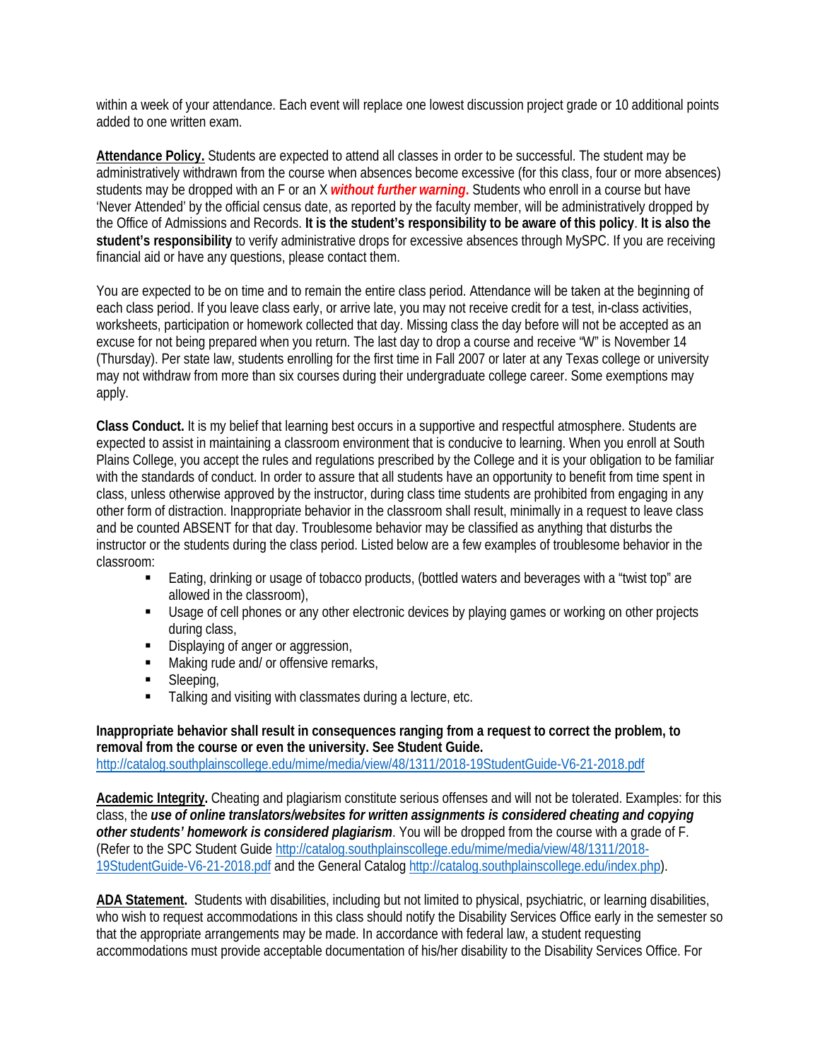within a week of your attendance. Each event will replace one lowest discussion project grade or 10 additional points added to one written exam.

**Attendance Policy.** Students are expected to attend all classes in order to be successful. The student may be administratively withdrawn from the course when absences become excessive (for this class, four or more absences) students may be dropped with an F or an X ***without further warning.*** Students who enroll in a course but have 'Never Attended' by the official census date, as reported by the faculty member, will be administratively dropped by the Office of Admissions and Records. **It is the student's responsibility to be aware of this policy**. **It is also the student's responsibility** to verify administrative drops for excessive absences through MySPC. If you are receiving financial aid or have any questions, please contact them.

You are expected to be on time and to remain the entire class period. Attendance will be taken at the beginning of each class period. If you leave class early, or arrive late, you may not receive credit for a test, in-class activities, worksheets, participation or homework collected that day. Missing class the day before will not be accepted as an excuse for not being prepared when you return. The last day to drop a course and receive "W" is November 14 (Thursday). Per state law, students enrolling for the first time in Fall 2007 or later at any Texas college or university may not withdraw from more than six courses during their undergraduate college career. Some exemptions may apply.

**Class Conduct.** It is my belief that learning best occurs in a supportive and respectful atmosphere. Students are expected to assist in maintaining a classroom environment that is conducive to learning. When you enroll at South Plains College, you accept the rules and regulations prescribed by the College and it is your obligation to be familiar with the standards of conduct. In order to assure that all students have an opportunity to benefit from time spent in class, unless otherwise approved by the instructor, during class time students are prohibited from engaging in any other form of distraction. Inappropriate behavior in the classroom shall result, minimally in a request to leave class and be counted ABSENT for that day. Troublesome behavior may be classified as anything that disturbs the instructor or the students during the class period. Listed below are a few examples of troublesome behavior in the classroom:

- Eating, drinking or usage of tobacco products, (bottled waters and beverages with a "twist top" are allowed in the classroom),
- Usage of cell phones or any other electronic devices by playing games or working on other projects during class,
- Displaying of anger or aggression,
- Making rude and/ or offensive remarks,
- Sleeping,
- Talking and visiting with classmates during a lecture, etc.

**Inappropriate behavior shall result in consequences ranging from a request to correct the problem, to removal from the course or even the university. See Student Guide.**
http://catalog.southplainscollege.edu/mime/media/view/48/1311/2018-19StudentGuide-V6-21-2018.pdf

**Academic Integrity.** Cheating and plagiarism constitute serious offenses and will not be tolerated. Examples: for this class, the ***use of online translators/websites for written assignments is considered cheating and copying other students' homework is considered plagiarism***. You will be dropped from the course with a grade of F. (Refer to the SPC Student Guide http://catalog.southplainscollege.edu/mime/media/view/48/1311/2018-19StudentGuide-V6-21-2018.pdf and the General Catalog http://catalog.southplainscollege.edu/index.php).

**ADA Statement.** Students with disabilities, including but not limited to physical, psychiatric, or learning disabilities, who wish to request accommodations in this class should notify the Disability Services Office early in the semester so that the appropriate arrangements may be made. In accordance with federal law, a student requesting accommodations must provide acceptable documentation of his/her disability to the Disability Services Office. For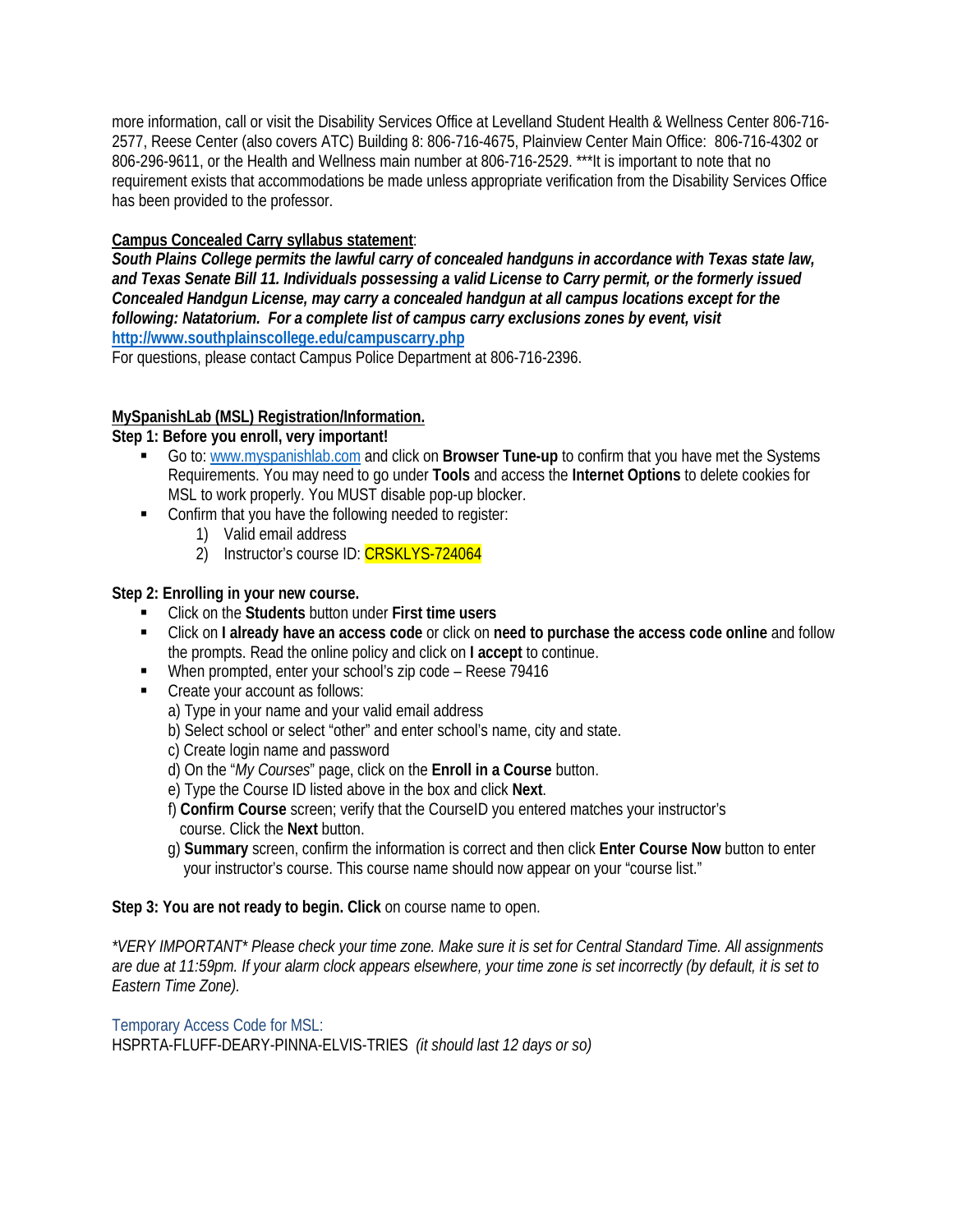more information, call or visit the Disability Services Office at Levelland Student Health & Wellness Center 806-716-2577, Reese Center (also covers ATC) Building 8: 806-716-4675, Plainview Center Main Office: 806-716-4302 or 806-296-9611, or the Health and Wellness main number at 806-716-2529. ***It is important to note that no requirement exists that accommodations be made unless appropriate verification from the Disability Services Office has been provided to the professor.

**Campus Concealed Carry syllabus statement**:

***South Plains College permits the lawful carry of concealed handguns in accordance with Texas state law, and Texas Senate Bill 11. Individuals possessing a valid License to Carry permit, or the formerly issued Concealed Handgun License, may carry a concealed handgun at all campus locations except for the following: Natatorium. For a complete list of campus carry exclusions zones by event, visit [http://www.southplainscollege.edu/campuscarry.php](http://www.southplainscollege.edu/campuscarry.php)***

For questions, please contact Campus Police Department at 806-716-2396.

**MySpanishLab (MSL) Registration/Information.**

**Step 1: Before you enroll, very important!**

- Go to: [www.myspanishlab.com](http://www.myspanishlab.com) and click on **Browser Tune-up** to confirm that you have met the Systems Requirements. You may need to go under **Tools** and access the **Internet Options** to delete cookies for MSL to work properly. You MUST disable pop-up blocker.
- Confirm that you have the following needed to register:
  1) Valid email address
  2) Instructor's course ID: CRSKLYS-724064

**Step 2: Enrolling in your new course.**

- Click on the **Students** button under **First time users**
- Click on **I already have an access code** or click on **need to purchase the access code online** and follow the prompts. Read the online policy and click on **I accept** to continue.
- When prompted, enter your school's zip code – Reese 79416
- Create your account as follows:
  a) Type in your name and your valid email address
  b) Select school or select "other" and enter school's name, city and state.
  c) Create login name and password
  d) On the "*My Courses*" page, click on the **Enroll in a Course** button.
  e) Type the Course ID listed above in the box and click **Next**.
  f) **Confirm Course** screen; verify that the CourseID you entered matches your instructor's course. Click the **Next** button.
  g) **Summary** screen, confirm the information is correct and then click **Enter Course Now** button to enter your instructor's course. This course name should now appear on your "course list."

**Step 3: You are not ready to begin. Click** on course name to open.

*\*VERY IMPORTANT\* Please check your time zone. Make sure it is set for Central Standard Time. All assignments are due at 11:59pm. If your alarm clock appears elsewhere, your time zone is set incorrectly (by default, it is set to Eastern Time Zone).*

Temporary Access Code for MSL:

HSPRTA-FLUFF-DEARY-PINNA-ELVIS-TRIES *(it should last 12 days or so)*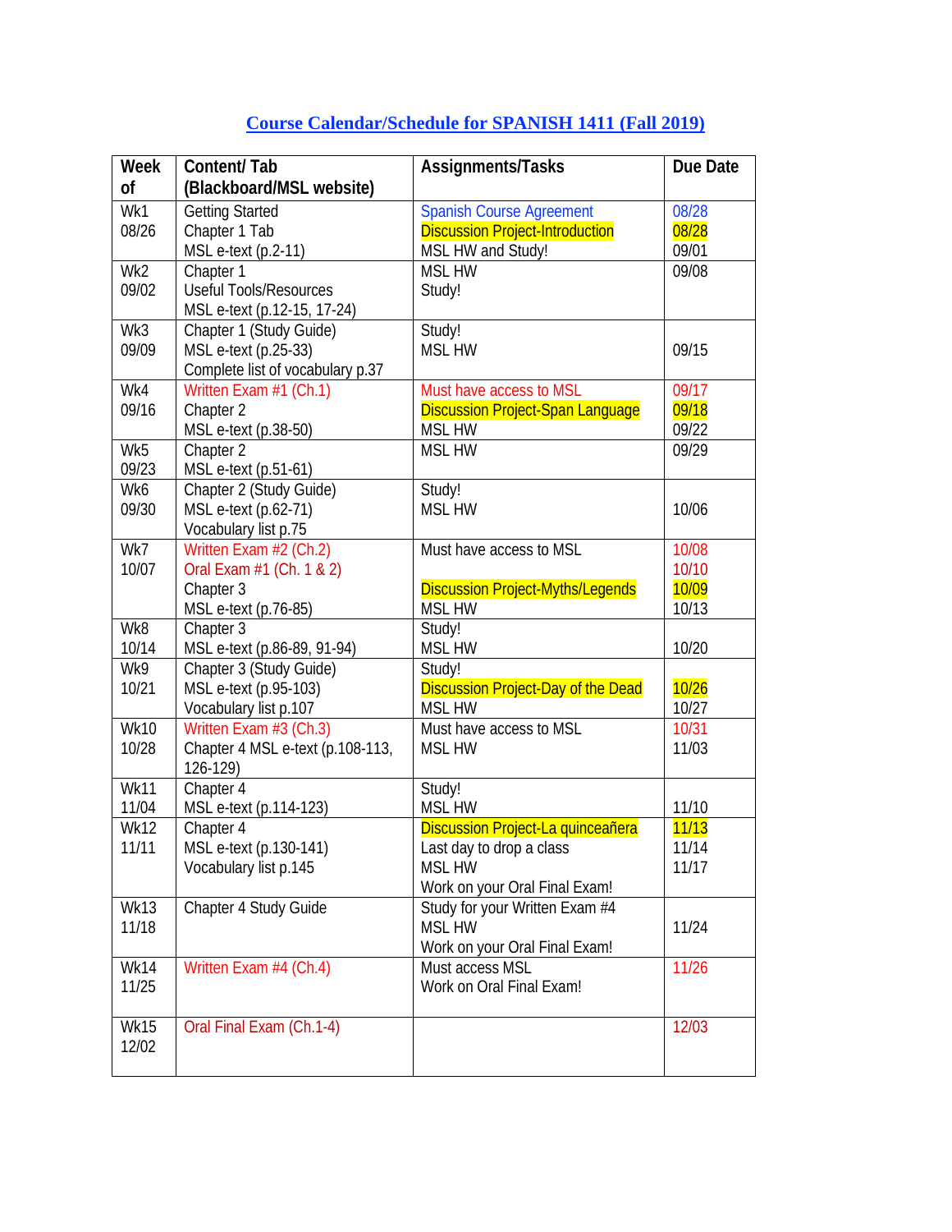## Course Calendar/Schedule for SPANISH 1411 (Fall 2019)

| Week of | Content/ Tab (Blackboard/MSL website) | Assignments/Tasks | Due Date |
|---|---|---|---|
| Wk1 08/26 | Getting Started<br>Chapter 1 Tab<br>MSL e-text (p.2-11) | Spanish Course Agreement<br>Discussion Project-Introduction<br>MSL HW and Study! | 08/28<br>08/28<br>09/01 |
| Wk2 09/02 | Chapter 1<br>Useful Tools/Resources<br>MSL e-text (p.12-15, 17-24) | MSL HW<br>Study! | 09/08 |
| Wk3 09/09 | Chapter 1 (Study Guide)<br>MSL e-text (p.25-33)<br>Complete list of vocabulary p.37 | Study!<br>MSL HW | <br>09/15 |
| Wk4 09/16 | Written Exam #1 (Ch.1)<br>Chapter 2<br>MSL e-text (p.38-50) | Must have access to MSL<br>Discussion Project-Span Language<br>MSL HW | 09/17<br>09/18<br>09/22 |
| Wk5 09/23 | Chapter 2<br>MSL e-text (p.51-61) | MSL HW | 09/29 |
| Wk6 09/30 | Chapter 2 (Study Guide)<br>MSL e-text (p.62-71)<br>Vocabulary list p.75 | Study!<br>MSL HW | <br>10/06 |
| Wk7 10/07 | Written Exam #2 (Ch.2)<br>Oral Exam #1 (Ch. 1 & 2)<br>Chapter 3<br>MSL e-text (p.76-85) | Must have access to MSL<br><br>Discussion Project-Myths/Legends<br>MSL HW | 10/08<br>10/10<br>10/09<br>10/13 |
| Wk8 10/14 | Chapter 3<br>MSL e-text (p.86-89, 91-94) | Study!<br>MSL HW | <br>10/20 |
| Wk9 10/21 | Chapter 3 (Study Guide)<br>MSL e-text (p.95-103)<br>Vocabulary list p.107 | Study!<br>Discussion Project-Day of the Dead<br>MSL HW | <br>10/26<br>10/27 |
| Wk10 10/28 | Written Exam #3 (Ch.3)<br>Chapter 4 MSL e-text (p.108-113, 126-129) | Must have access to MSL<br>MSL HW | 10/31<br>11/03 |
| Wk11 11/04 | Chapter 4<br>MSL e-text (p.114-123) | Study!<br>MSL HW | <br>11/10 |
| Wk12 11/11 | Chapter 4<br>MSL e-text (p.130-141)<br>Vocabulary list p.145 | Discussion Project-La quinceañera<br>Last day to drop a class<br>MSL HW<br>Work on your Oral Final Exam! | 11/13<br>11/14<br>11/17 |
| Wk13 11/18 | Chapter 4 Study Guide | Study for your Written Exam #4<br>MSL HW<br>Work on your Oral Final Exam! | <br>11/24 |
| Wk14 11/25 | Written Exam #4 (Ch.4) | Must access MSL<br>Work on Oral Final Exam! | 11/26 |
| Wk15 12/02 | Oral Final Exam (Ch.1-4) | | 12/03 |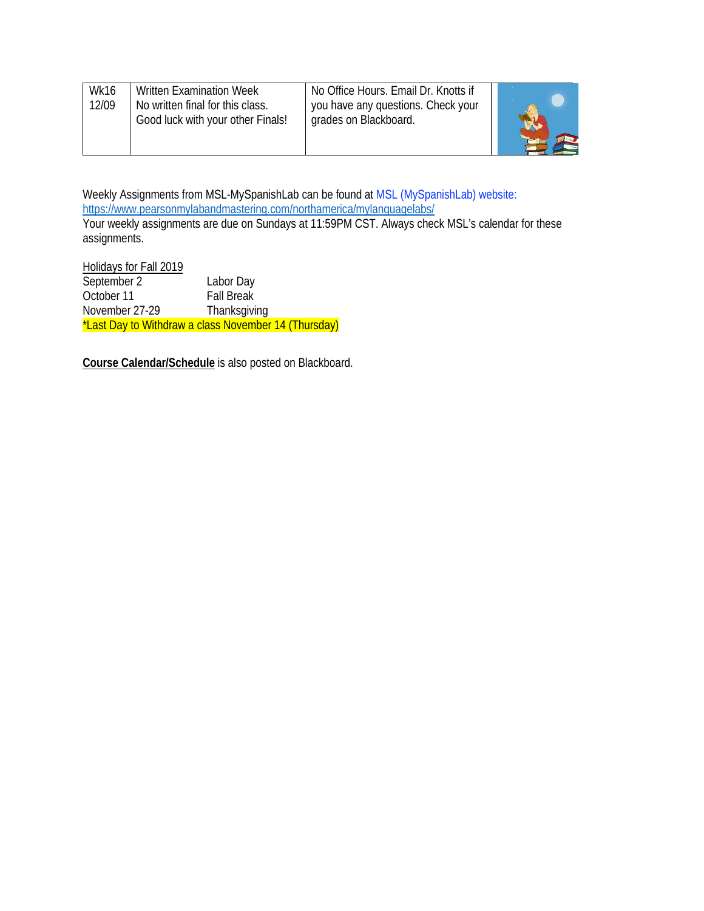| | | | |
|---|---|---|---|
| Wk16 12/09 | Written Examination Week No written final for this class. Good luck with your other Finals! | No Office Hours. Email Dr. Knotts if you have any questions. Check your grades on Blackboard. | |

Weekly Assignments from MSL-MySpanishLab can be found at MSL (MySpanishLab) website: https://www.pearsonmylabandmastering.com/northamerica/mylanguagelabs/
Your weekly assignments are due on Sundays at 11:59PM CST. Always check MSL's calendar for these assignments.

Holidays for Fall 2019

| | |
|---|---|
| September 2 | Labor Day |
| October 11 | Fall Break |
| November 27-29 | Thanksgiving |

*Last Day to Withdraw a class November 14 (Thursday)

**Course Calendar/Schedule** is also posted on Blackboard.